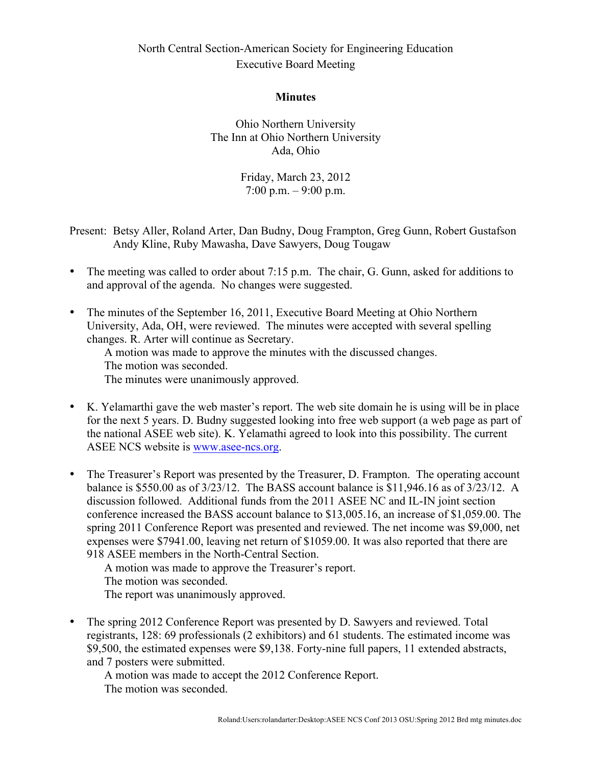North Central Section-American Society for Engineering Education
Executive Board Meeting

**Minutes**

Ohio Northern University
The Inn at Ohio Northern University
Ada, Ohio

Friday, March 23, 2012
7:00 p.m. – 9:00 p.m.

Present: Betsy Aller, Roland Arter, Dan Budny, Doug Frampton, Greg Gunn, Robert Gustafson Andy Kline, Ruby Mawasha, Dave Sawyers, Doug Tougaw

- The meeting was called to order about 7:15 p.m. The chair, G. Gunn, asked for additions to and approval of the agenda. No changes were suggested.

- The minutes of the September 16, 2011, Executive Board Meeting at Ohio Northern University, Ada, OH, were reviewed. The minutes were accepted with several spelling changes. R. Arter will continue as Secretary.
  A motion was made to approve the minutes with the discussed changes.
  The motion was seconded.
  The minutes were unanimously approved.

- K. Yelamarthi gave the web master's report. The web site domain he is using will be in place for the next 5 years. D. Budny suggested looking into free web support (a web page as part of the national ASEE web site). K. Yelamathi agreed to look into this possibility. The current ASEE NCS website is www.asee-ncs.org.

- The Treasurer's Report was presented by the Treasurer, D. Frampton. The operating account balance is $550.00 as of 3/23/12. The BASS account balance is $11,946.16 as of 3/23/12. A discussion followed. Additional funds from the 2011 ASEE NC and IL-IN joint section conference increased the BASS account balance to $13,005.16, an increase of $1,059.00. The spring 2011 Conference Report was presented and reviewed. The net income was $9,000, net expenses were $7941.00, leaving net return of $1059.00. It was also reported that there are 918 ASEE members in the North-Central Section.
  A motion was made to approve the Treasurer's report.
  The motion was seconded.
  The report was unanimously approved.

- The spring 2012 Conference Report was presented by D. Sawyers and reviewed. Total registrants, 128: 69 professionals (2 exhibitors) and 61 students. The estimated income was $9,500, the estimated expenses were $9,138. Forty-nine full papers, 11 extended abstracts, and 7 posters were submitted.
  A motion was made to accept the 2012 Conference Report.
  The motion was seconded.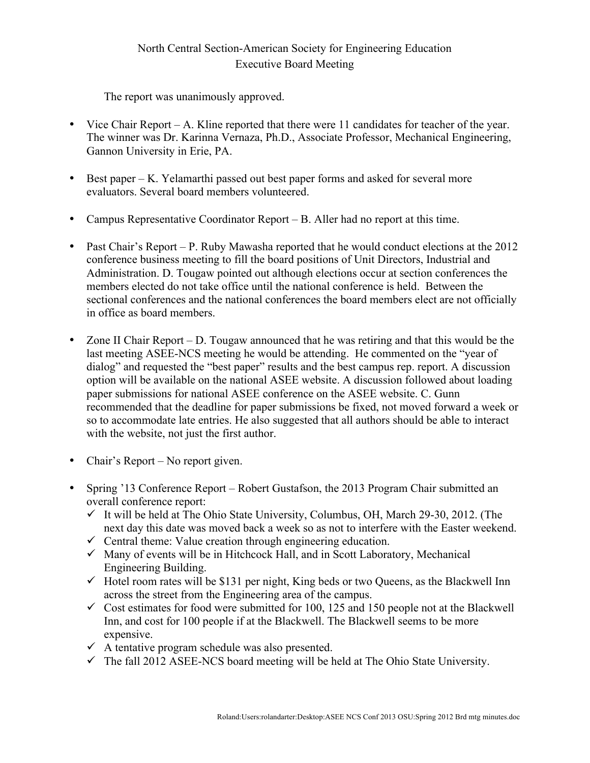North Central Section-American Society for Engineering Education
Executive Board Meeting

The report was unanimously approved.

- Vice Chair Report – A. Kline reported that there were 11 candidates for teacher of the year. The winner was Dr. Karinna Vernaza, Ph.D., Associate Professor, Mechanical Engineering, Gannon University in Erie, PA.

- Best paper – K. Yelamarthi passed out best paper forms and asked for several more evaluators. Several board members volunteered.

- Campus Representative Coordinator Report – B. Aller had no report at this time.

- Past Chair's Report – P. Ruby Mawasha reported that he would conduct elections at the 2012 conference business meeting to fill the board positions of Unit Directors, Industrial and Administration. D. Tougaw pointed out although elections occur at section conferences the members elected do not take office until the national conference is held. Between the sectional conferences and the national conferences the board members elect are not officially in office as board members.

- Zone II Chair Report – D. Tougaw announced that he was retiring and that this would be the last meeting ASEE-NCS meeting he would be attending. He commented on the "year of dialog" and requested the "best paper" results and the best campus rep. report. A discussion option will be available on the national ASEE website. A discussion followed about loading paper submissions for national ASEE conference on the ASEE website. C. Gunn recommended that the deadline for paper submissions be fixed, not moved forward a week or so to accommodate late entries. He also suggested that all authors should be able to interact with the website, not just the first author.

- Chair's Report – No report given.

- Spring '13 Conference Report – Robert Gustafson, the 2013 Program Chair submitted an overall conference report:
  - ✓ It will be held at The Ohio State University, Columbus, OH, March 29-30, 2012. (The next day this date was moved back a week so as not to interfere with the Easter weekend.
  - ✓ Central theme: Value creation through engineering education.
  - ✓ Many of events will be in Hitchcock Hall, and in Scott Laboratory, Mechanical Engineering Building.
  - ✓ Hotel room rates will be $131 per night, King beds or two Queens, as the Blackwell Inn across the street from the Engineering area of the campus.
  - ✓ Cost estimates for food were submitted for 100, 125 and 150 people not at the Blackwell Inn, and cost for 100 people if at the Blackwell. The Blackwell seems to be more expensive.
  - ✓ A tentative program schedule was also presented.
  - ✓ The fall 2012 ASEE-NCS board meeting will be held at The Ohio State University.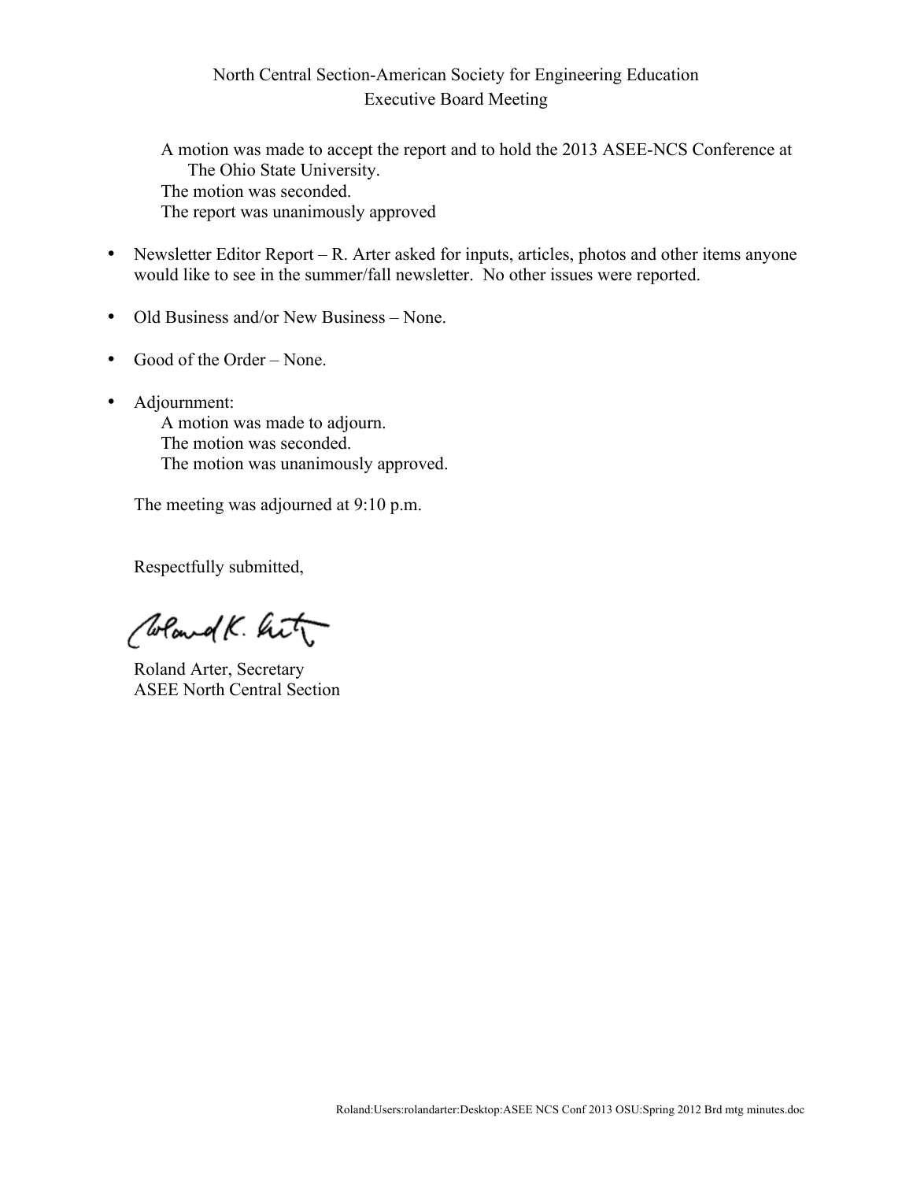A motion was made to accept the report and to hold the 2013 ASEE-NCS Conference at The Ohio State University.
The motion was seconded.
The report was unanimously approved

- Newsletter Editor Report – R. Arter asked for inputs, articles, photos and other items anyone would like to see in the summer/fall newsletter. No other issues were reported.

- Old Business and/or New Business – None.

- Good of the Order – None.

- Adjournment:
  A motion was made to adjourn.
  The motion was seconded.
  The motion was unanimously approved.

The meeting was adjourned at 9:10 p.m.

Respectfully submitted,

Roland Arter, Secretary
ASEE North Central Section